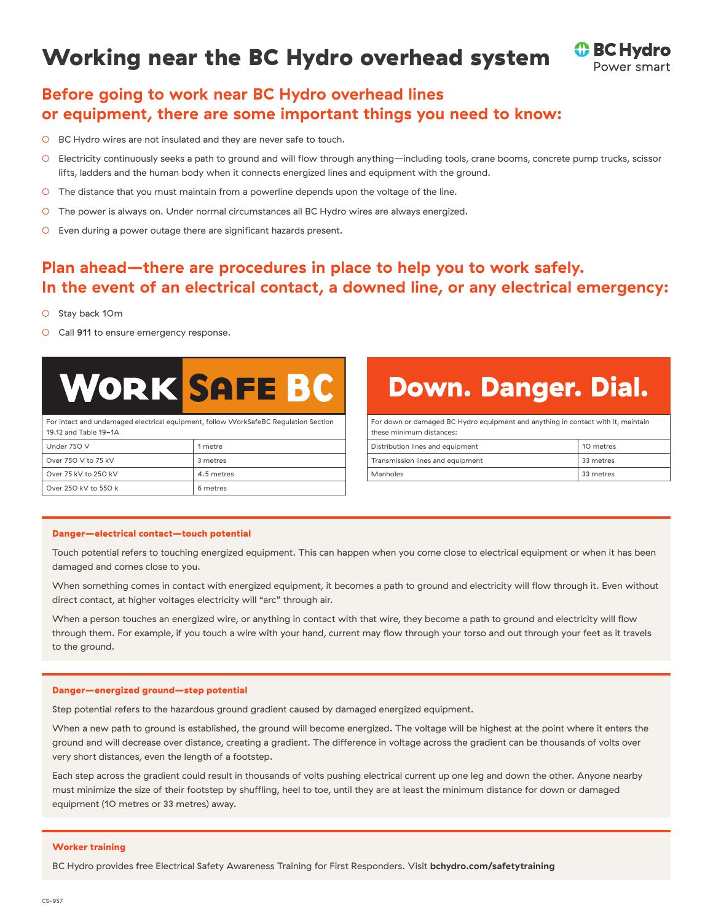# Working near the BC Hydro overhead system

BC Hydro
Power smart

## Before going to work near BC Hydro overhead lines or equipment, there are some important things you need to know:

- BC Hydro wires are not insulated and they are never safe to touch.
- Electricity continuously seeks a path to ground and will flow through anything—including tools, crane booms, concrete pump trucks, scissor lifts, ladders and the human body when it connects energized lines and equipment with the ground.
- The distance that you must maintain from a powerline depends upon the voltage of the line.
- The power is always on. Under normal circumstances all BC Hydro wires are always energized.
- Even during a power outage there are significant hazards present.

## Plan ahead—there are procedures in place to help you to work safely. In the event of an electrical contact, a downed line, or any electrical emergency:

- Stay back 10m
- Call **911** to ensure emergency response.

### WorkSafe BC

| For intact and undamaged electrical equipment, follow WorkSafeBC Regulation Section 19.12 and Table 19–1A | |
|---|---|
| Under 750 V | 1 metre |
| Over 750 V to 75 kV | 3 metres |
| Over 75 kV to 250 kV | 4.5 metres |
| Over 250 kV to 550 k | 6 metres |

### Down. Danger. Dial.

| For down or damaged BC Hydro equipment and anything in contact with it, maintain these minimum distances: | |
|---|---|
| Distribution lines and equipment | 10 metres |
| Transmission lines and equipment | 33 metres |
| Manholes | 33 metres |

#### Danger—electrical contact—touch potential

Touch potential refers to touching energized equipment. This can happen when you come close to electrical equipment or when it has been damaged and comes close to you.

When something comes in contact with energized equipment, it becomes a path to ground and electricity will flow through it. Even without direct contact, at higher voltages electricity will "arc" through air.

When a person touches an energized wire, or anything in contact with that wire, they become a path to ground and electricity will flow through them. For example, if you touch a wire with your hand, current may flow through your torso and out through your feet as it travels to the ground.

#### Danger—energized ground—step potential

Step potential refers to the hazardous ground gradient caused by damaged energized equipment.

When a new path to ground is established, the ground will become energized. The voltage will be highest at the point where it enters the ground and will decrease over distance, creating a gradient. The difference in voltage across the gradient can be thousands of volts over very short distances, even the length of a footstep.

Each step across the gradient could result in thousands of volts pushing electrical current up one leg and down the other. Anyone nearby must minimize the size of their footstep by shuffling, heel to toe, until they are at least the minimum distance for down or damaged equipment (10 metres or 33 metres) away.

#### Worker training

BC Hydro provides free Electrical Safety Awareness Training for First Responders. Visit **bchydro.com/safetytraining**

CS–957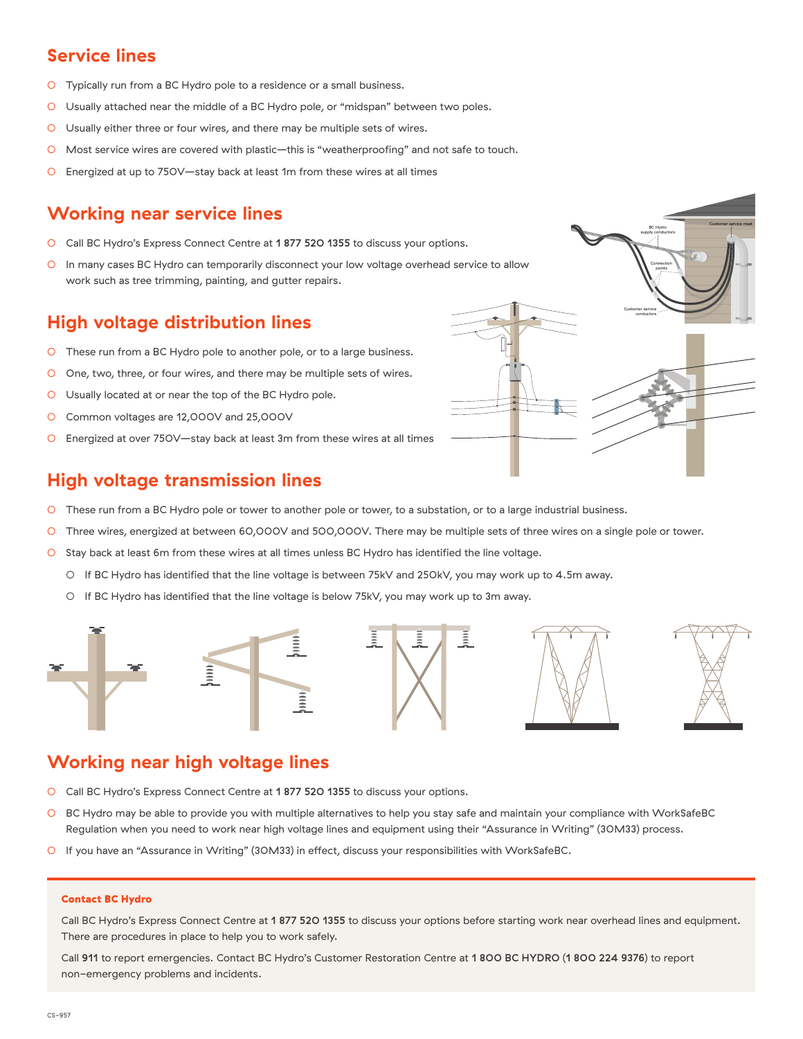## Service lines

- Typically run from a BC Hydro pole to a residence or a small business.
- Usually attached near the middle of a BC Hydro pole, or "midspan" between two poles.
- Usually either three or four wires, and there may be multiple sets of wires.
- Most service wires are covered with plastic—this is "weatherproofing" and not safe to touch.
- Energized at up to 750V—stay back at least 1m from these wires at all times

## Working near service lines

- Call BC Hydro's Express Connect Centre at **1 877 520 1355** to discuss your options.
- In many cases BC Hydro can temporarily disconnect your low voltage overhead service to allow work such as tree trimming, painting, and gutter repairs.

BC Hydro supply conductors

Customer service mast

Connection points

Customer service conductors

## High voltage distribution lines

- These run from a BC Hydro pole to another pole, or to a large business.
- One, two, three, or four wires, and there may be multiple sets of wires.
- Usually located at or near the top of the BC Hydro pole.
- Common voltages are 12,000V and 25,000V
- Energized at over 750V—stay back at least 3m from these wires at all times

## High voltage transmission lines

- These run from a BC Hydro pole or tower to another pole or tower, to a substation, or to a large industrial business.
- Three wires, energized at between 60,000V and 500,000V. There may be multiple sets of three wires on a single pole or tower.
- Stay back at least 6m from these wires at all times unless BC Hydro has identified the line voltage.
  - If BC Hydro has identified that the line voltage is between 75kV and 250kV, you may work up to 4.5m away.
  - If BC Hydro has identified that the line voltage is below 75kV, you may work up to 3m away.

## Working near high voltage lines

- Call BC Hydro's Express Connect Centre at **1 877 520 1355** to discuss your options.
- BC Hydro may be able to provide you with multiple alternatives to help you stay safe and maintain your compliance with WorkSafeBC Regulation when you need to work near high voltage lines and equipment using their "Assurance in Writing" (30M33) process.
- If you have an "Assurance in Writing" (30M33) in effect, discuss your responsibilities with WorkSafeBC.

**Contact BC Hydro**

Call BC Hydro's Express Connect Centre at **1 877 520 1355** to discuss your options before starting work near overhead lines and equipment. There are procedures in place to help you to work safely.

Call **911** to report emergencies. Contact BC Hydro's Customer Restoration Centre at **1 800 BC HYDRO** (**1 800 224 9376**) to report non-emergency problems and incidents.

CS-957